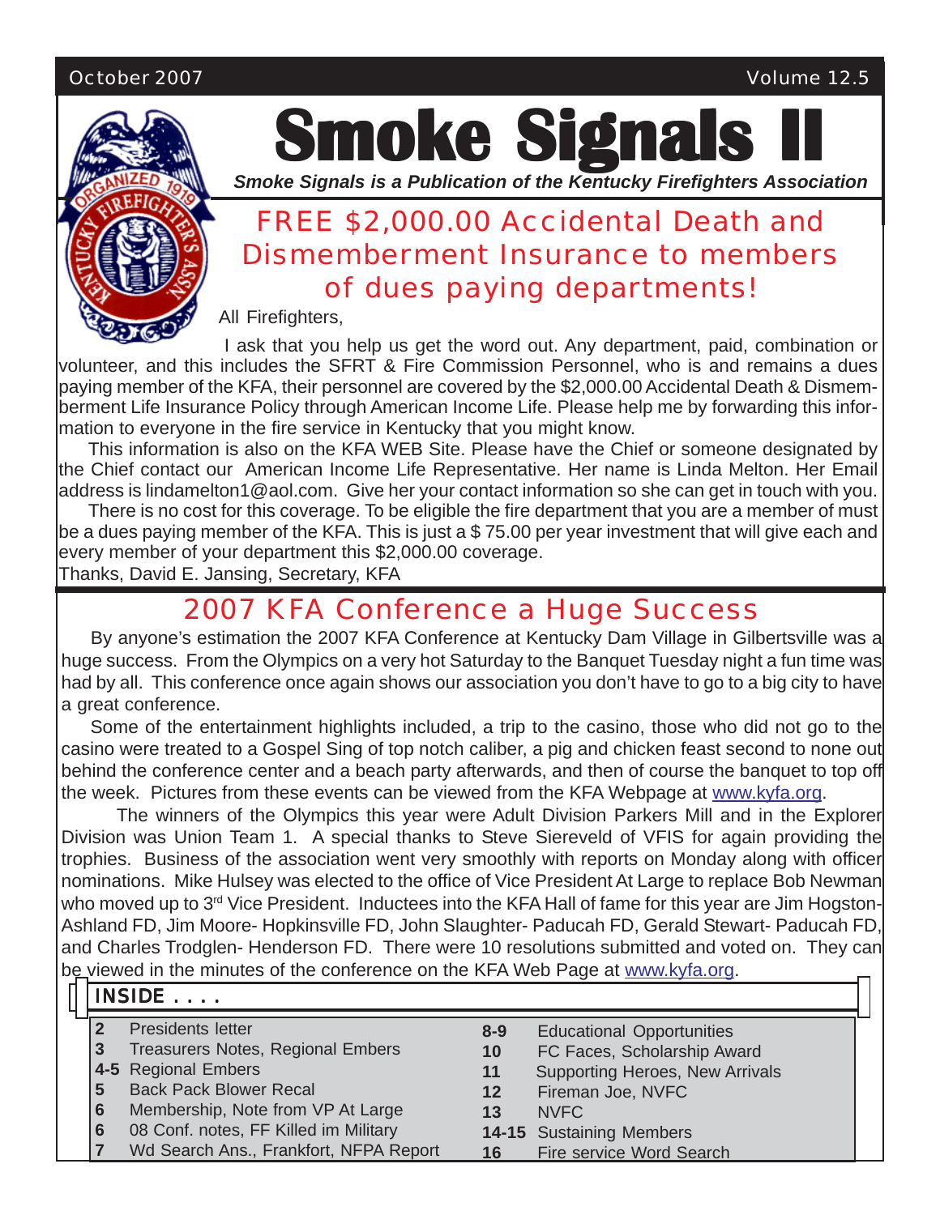October 2007 Volume 12.5

# Smoke Signals II

*Smoke Signals is a Publication of the Kentucky Firefighters Association*

## FREE $2,000.00 Accidental Death and Dismemberment Insurance to members of dues paying departments!

All Firefighters,

I ask that you help us get the word out. Any department, paid, combination or volunteer, and this includes the SFRT & Fire Commission Personnel, who is and remains a dues paying member of the KFA, their personnel are covered by the $2,000.00 Accidental Death & Dismemberment Life Insurance Policy through American Income Life. Please help me by forwarding this information to everyone in the fire service in Kentucky that you might know.

This information is also on the KFA WEB Site. Please have the Chief or someone designated by the Chief contact our American Income Life Representative. Her name is Linda Melton. Her Email address is lindamelton1@aol.com. Give her your contact information so she can get in touch with you.

There is no cost for this coverage. To be eligible the fire department that you are a member of must be a dues paying member of the KFA. This is just a $ 75.00 per year investment that will give each and every member of your department this $2,000.00 coverage.

Thanks, David E. Jansing, Secretary, KFA

## 2007 KFA Conference a Huge Success

By anyone's estimation the 2007 KFA Conference at Kentucky Dam Village in Gilbertsville was a huge success. From the Olympics on a very hot Saturday to the Banquet Tuesday night a fun time was had by all. This conference once again shows our association you don't have to go to a big city to have a great conference.

Some of the entertainment highlights included, a trip to the casino, those who did not go to the casino were treated to a Gospel Sing of top notch caliber, a pig and chicken feast second to none out behind the conference center and a beach party afterwards, and then of course the banquet to top off the week. Pictures from these events can be viewed from the KFA Webpage at www.kyfa.org.

The winners of the Olympics this year were Adult Division Parkers Mill and in the Explorer Division was Union Team 1. A special thanks to Steve Siereveld of VFIS for again providing the trophies. Business of the association went very smoothly with reports on Monday along with officer nominations. Mike Hulsey was elected to the office of Vice President At Large to replace Bob Newman who moved up to 3rd Vice President. Inductees into the KFA Hall of fame for this year are Jim Hogston-Ashland FD, Jim Moore- Hopkinsville FD, John Slaughter- Paducah FD, Gerald Stewart- Paducah FD, and Charles Trodglen- Henderson FD. There were 10 resolutions submitted and voted on. They can be viewed in the minutes of the conference on the KFA Web Page at www.kyfa.org.

### INSIDE . . . .

| Page | Contents | Page | Contents |
|---|---|---|---|
| 2 | Presidents letter | 8-9 | Educational Opportunities |
| 3 | Treasurers Notes, Regional Embers | 10 | FC Faces, Scholarship Award |
| 4-5 | Regional Embers | 11 | Supporting Heroes, New Arrivals |
| 5 | Back Pack Blower Recal | 12 | Fireman Joe, NVFC |
| 6 | Membership, Note from VP At Large | 13 | NVFC |
| 6 | 08 Conf. notes, FF Killed im Military | 14-15 | Sustaining Members |
| 7 | Wd Search Ans., Frankfort, NFPA Report | 16 | Fire service Word Search |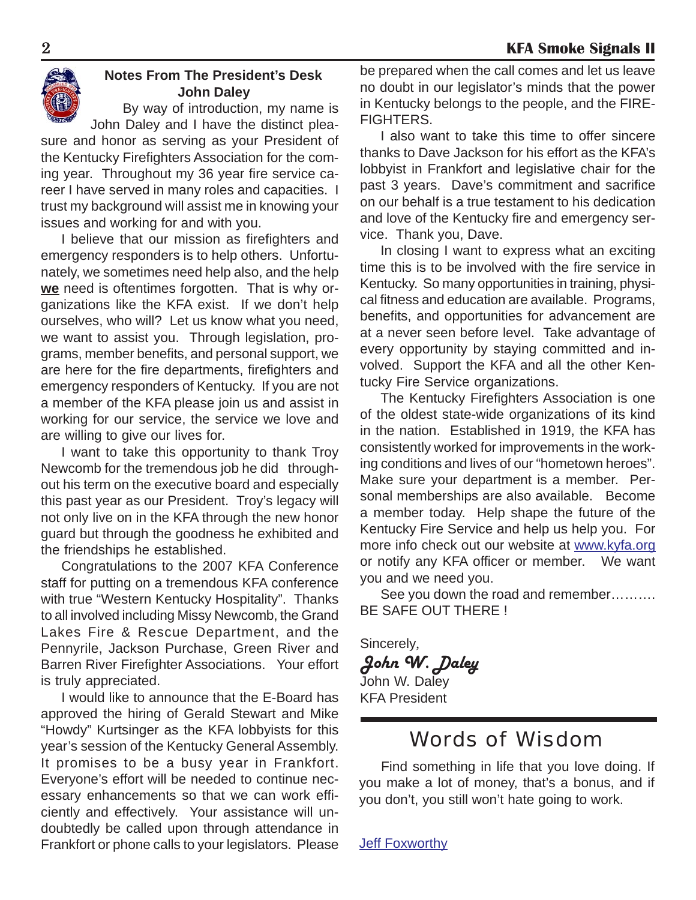## Notes From The President's Desk
### John Daley

By way of introduction, my name is John Daley and I have the distinct pleasure and honor as serving as your President of the Kentucky Firefighters Association for the coming year. Throughout my 36 year fire service career I have served in many roles and capacities. I trust my background will assist me in knowing your issues and working for and with you.

I believe that our mission as firefighters and emergency responders is to help others. Unfortunately, we sometimes need help also, and the help **we** need is oftentimes forgotten. That is why organizations like the KFA exist. If we don't help ourselves, who will? Let us know what you need, we want to assist you. Through legislation, programs, member benefits, and personal support, we are here for the fire departments, firefighters and emergency responders of Kentucky. If you are not a member of the KFA please join us and assist in working for our service, the service we love and are willing to give our lives for.

I want to take this opportunity to thank Troy Newcomb for the tremendous job he did throughout his term on the executive board and especially this past year as our President. Troy's legacy will not only live on in the KFA through the new honor guard but through the goodness he exhibited and the friendships he established.

Congratulations to the 2007 KFA Conference staff for putting on a tremendous KFA conference with true "Western Kentucky Hospitality". Thanks to all involved including Missy Newcomb, the Grand Lakes Fire & Rescue Department, and the Pennyrile, Jackson Purchase, Green River and Barren River Firefighter Associations. Your effort is truly appreciated.

I would like to announce that the E-Board has approved the hiring of Gerald Stewart and Mike "Howdy" Kurtsinger as the KFA lobbyists for this year's session of the Kentucky General Assembly. It promises to be a busy year in Frankfort. Everyone's effort will be needed to continue necessary enhancements so that we can work efficiently and effectively. Your assistance will undoubtedly be called upon through attendance in Frankfort or phone calls to your legislators. Please be prepared when the call comes and let us leave no doubt in our legislator's minds that the power in Kentucky belongs to the people, and the FIREFIGHTERS.

I also want to take this time to offer sincere thanks to Dave Jackson for his effort as the KFA's lobbyist in Frankfort and legislative chair for the past 3 years. Dave's commitment and sacrifice on our behalf is a true testament to his dedication and love of the Kentucky fire and emergency service. Thank you, Dave.

In closing I want to express what an exciting time this is to be involved with the fire service in Kentucky. So many opportunities in training, physical fitness and education are available. Programs, benefits, and opportunities for advancement are at a never seen before level. Take advantage of every opportunity by staying committed and involved. Support the KFA and all the other Kentucky Fire Service organizations.

The Kentucky Firefighters Association is one of the oldest state-wide organizations of its kind in the nation. Established in 1919, the KFA has consistently worked for improvements in the working conditions and lives of our "hometown heroes". Make sure your department is a member. Personal memberships are also available. Become a member today. Help shape the future of the Kentucky Fire Service and help us help you. For more info check out our website at www.kyfa.org or notify any KFA officer or member. We want you and we need you.

See you down the road and remember………. BE SAFE OUT THERE !

Sincerely,

*John W. Daley*

John W. Daley
KFA President

## Words of Wisdom

Find something in life that you love doing. If you make a lot of money, that's a bonus, and if you don't, you still won't hate going to work.

Jeff Foxworthy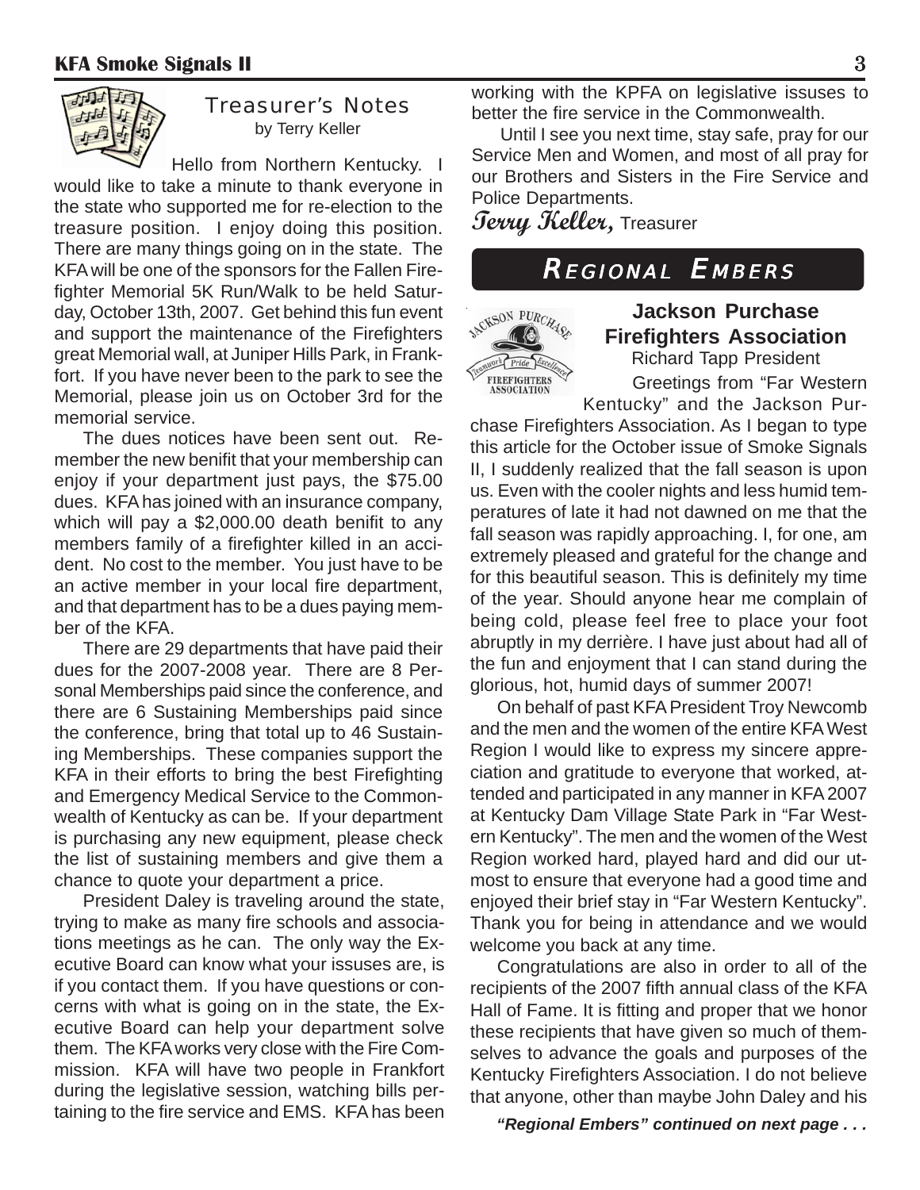## Treasurer's Notes

by Terry Keller

Hello from Northern Kentucky. I would like to take a minute to thank everyone in the state who supported me for re-election to the treasure position. I enjoy doing this position. There are many things going on in the state. The KFA will be one of the sponsors for the Fallen Firefighter Memorial 5K Run/Walk to be held Saturday, October 13th, 2007. Get behind this fun event and support the maintenance of the Firefighters great Memorial wall, at Juniper Hills Park, in Frankfort. If you have never been to the park to see the Memorial, please join us on October 3rd for the memorial service.

The dues notices have been sent out. Remember the new benifit that your membership can enjoy if your department just pays, the $75.00 dues. KFA has joined with an insurance company, which will pay a $2,000.00 death benifit to any members family of a firefighter killed in an accident. No cost to the member. You just have to be an active member in your local fire department, and that department has to be a dues paying member of the KFA.

There are 29 departments that have paid their dues for the 2007-2008 year. There are 8 Personal Memberships paid since the conference, and there are 6 Sustaining Memberships paid since the conference, bring that total up to 46 Sustaining Memberships. These companies support the KFA in their efforts to bring the best Firefighting and Emergency Medical Service to the Commonwealth of Kentucky as can be. If your department is purchasing any new equipment, please check the list of sustaining members and give them a chance to quote your department a price.

President Daley is traveling around the state, trying to make as many fire schools and associations meetings as he can. The only way the Executive Board can know what your issuses are, is if you contact them. If you have questions or concerns with what is going on in the state, the Executive Board can help your department solve them. The KFA works very close with the Fire Commission. KFA will have two people in Frankfort during the legislative session, watching bills pertaining to the fire service and EMS. KFA has been working with the KPFA on legislative issuses to better the fire service in the Commonwealth.

Until I see you next time, stay safe, pray for our Service Men and Women, and most of all pray for our Brothers and Sisters in the Fire Service and Police Departments.

*Terry Keller,* Treasurer

# Regional Embers

### Jackson Purchase Firefighters Association

Richard Tapp President

Greetings from "Far Western Kentucky" and the Jackson Purchase Firefighters Association. As I began to type this article for the October issue of Smoke Signals II, I suddenly realized that the fall season is upon us. Even with the cooler nights and less humid temperatures of late it had not dawned on me that the fall season was rapidly approaching. I, for one, am extremely pleased and grateful for the change and for this beautiful season. This is definitely my time of the year. Should anyone hear me complain of being cold, please feel free to place your foot abruptly in my derrière. I have just about had all of the fun and enjoyment that I can stand during the glorious, hot, humid days of summer 2007!

On behalf of past KFA President Troy Newcomb and the men and the women of the entire KFA West Region I would like to express my sincere appreciation and gratitude to everyone that worked, attended and participated in any manner in KFA 2007 at Kentucky Dam Village State Park in "Far Western Kentucky". The men and the women of the West Region worked hard, played hard and did our utmost to ensure that everyone had a good time and enjoyed their brief stay in "Far Western Kentucky". Thank you for being in attendance and we would welcome you back at any time.

Congratulations are also in order to all of the recipients of the 2007 fifth annual class of the KFA Hall of Fame. It is fitting and proper that we honor these recipients that have given so much of themselves to advance the goals and purposes of the Kentucky Firefighters Association. I do not believe that anyone, other than maybe John Daley and his

***"Regional Embers" continued on next page . . .***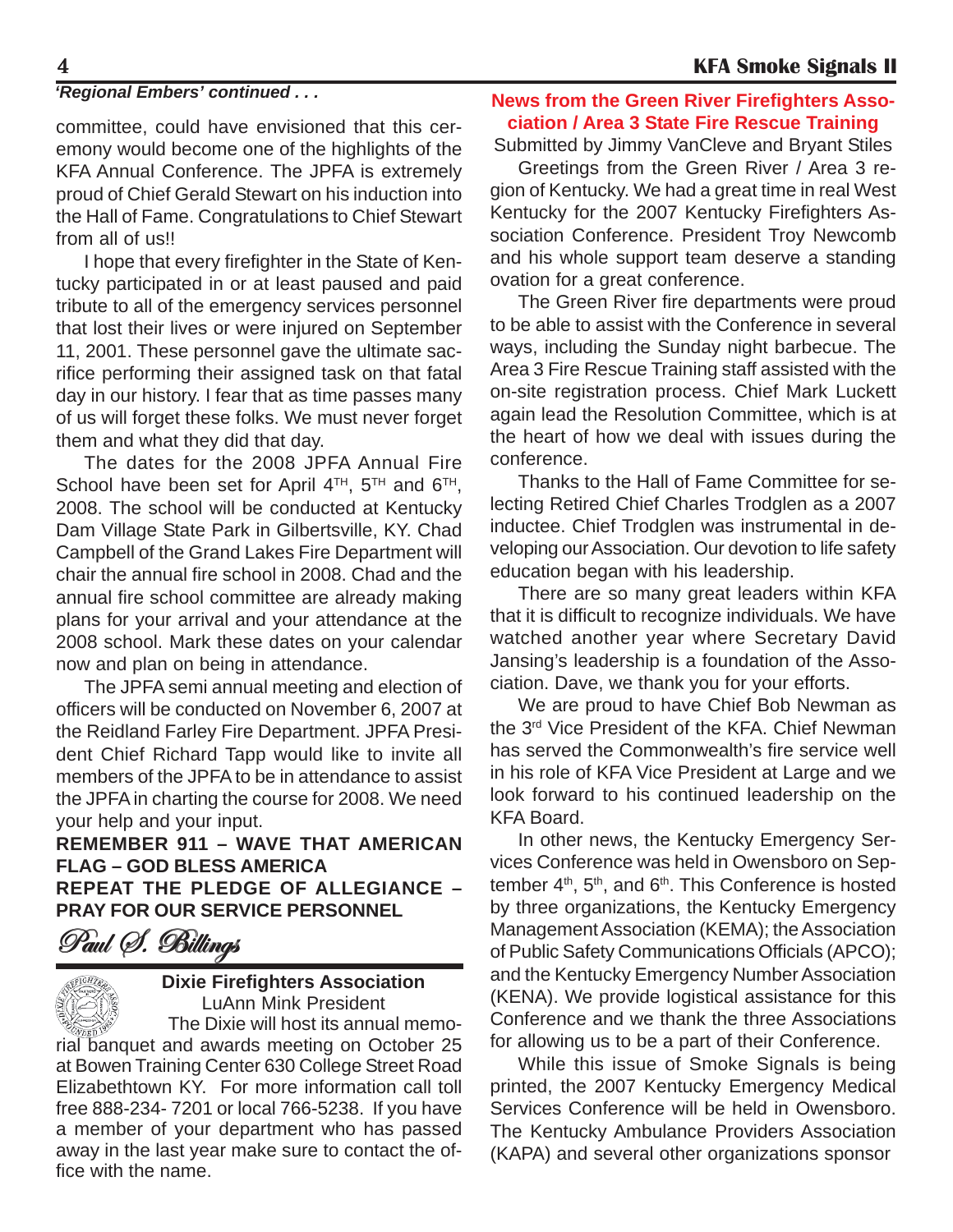*'Regional Embers' continued . . .*

committee, could have envisioned that this ceremony would become one of the highlights of the KFA Annual Conference. The JPFA is extremely proud of Chief Gerald Stewart on his induction into the Hall of Fame. Congratulations to Chief Stewart from all of us!!

I hope that every firefighter in the State of Kentucky participated in or at least paused and paid tribute to all of the emergency services personnel that lost their lives or were injured on September 11, 2001. These personnel gave the ultimate sacrifice performing their assigned task on that fatal day in our history. I fear that as time passes many of us will forget these folks. We must never forget them and what they did that day.

The dates for the 2008 JPFA Annual Fire School have been set for April 4TH, 5TH and 6TH, 2008. The school will be conducted at Kentucky Dam Village State Park in Gilbertsville, KY. Chad Campbell of the Grand Lakes Fire Department will chair the annual fire school in 2008. Chad and the annual fire school committee are already making plans for your arrival and your attendance at the 2008 school. Mark these dates on your calendar now and plan on being in attendance.

The JPFA semi annual meeting and election of officers will be conducted on November 6, 2007 at the Reidland Farley Fire Department. JPFA President Chief Richard Tapp would like to invite all members of the JPFA to be in attendance to assist the JPFA in charting the course for 2008. We need your help and your input.

**REMEMBER 911 – WAVE THAT AMERICAN FLAG – GOD BLESS AMERICA**
**REPEAT THE PLEDGE OF ALLEGIANCE – PRAY FOR OUR SERVICE PERSONNEL**

*Paul S. Billings*

### Dixie Firefighters Association

LuAnn Mink President

The Dixie will host its annual memorial banquet and awards meeting on October 25 at Bowen Training Center 630 College Street Road Elizabethtown KY. For more information call toll free 888-234- 7201 or local 766-5238. If you have a member of your department who has passed away in the last year make sure to contact the office with the name.

### News from the Green River Firefighters Association / Area 3 State Fire Rescue Training

Submitted by Jimmy VanCleve and Bryant Stiles

Greetings from the Green River / Area 3 region of Kentucky. We had a great time in real West Kentucky for the 2007 Kentucky Firefighters Association Conference. President Troy Newcomb and his whole support team deserve a standing ovation for a great conference.

The Green River fire departments were proud to be able to assist with the Conference in several ways, including the Sunday night barbecue. The Area 3 Fire Rescue Training staff assisted with the on-site registration process. Chief Mark Luckett again lead the Resolution Committee, which is at the heart of how we deal with issues during the conference.

Thanks to the Hall of Fame Committee for selecting Retired Chief Charles Trodglen as a 2007 inductee. Chief Trodglen was instrumental in developing our Association. Our devotion to life safety education began with his leadership.

There are so many great leaders within KFA that it is difficult to recognize individuals. We have watched another year where Secretary David Jansing's leadership is a foundation of the Association. Dave, we thank you for your efforts.

We are proud to have Chief Bob Newman as the 3rd Vice President of the KFA. Chief Newman has served the Commonwealth's fire service well in his role of KFA Vice President at Large and we look forward to his continued leadership on the KFA Board.

In other news, the Kentucky Emergency Services Conference was held in Owensboro on September 4th, 5th, and 6th. This Conference is hosted by three organizations, the Kentucky Emergency Management Association (KEMA); the Association of Public Safety Communications Officials (APCO); and the Kentucky Emergency Number Association (KENA). We provide logistical assistance for this Conference and we thank the three Associations for allowing us to be a part of their Conference.

While this issue of Smoke Signals is being printed, the 2007 Kentucky Emergency Medical Services Conference will be held in Owensboro. The Kentucky Ambulance Providers Association (KAPA) and several other organizations sponsor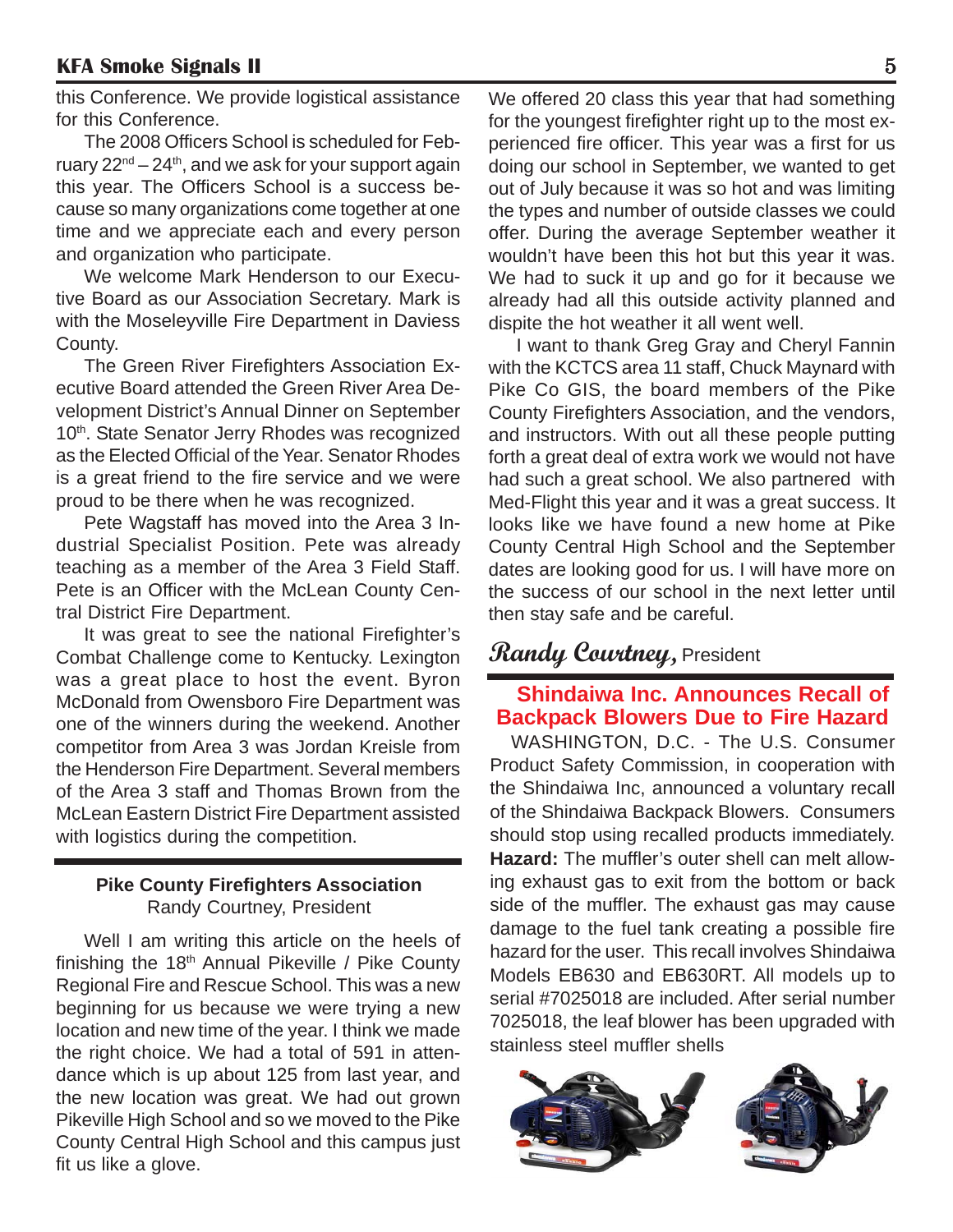this Conference. We provide logistical assistance for this Conference.

The 2008 Officers School is scheduled for February 22nd – 24th, and we ask for your support again this year. The Officers School is a success because so many organizations come together at one time and we appreciate each and every person and organization who participate.

We welcome Mark Henderson to our Executive Board as our Association Secretary. Mark is with the Moseleyville Fire Department in Daviess County.

The Green River Firefighters Association Executive Board attended the Green River Area Development District's Annual Dinner on September 10th. State Senator Jerry Rhodes was recognized as the Elected Official of the Year. Senator Rhodes is a great friend to the fire service and we were proud to be there when he was recognized.

Pete Wagstaff has moved into the Area 3 Industrial Specialist Position. Pete was already teaching as a member of the Area 3 Field Staff. Pete is an Officer with the McLean County Central District Fire Department.

It was great to see the national Firefighter's Combat Challenge come to Kentucky. Lexington was a great place to host the event. Byron McDonald from Owensboro Fire Department was one of the winners during the weekend. Another competitor from Area 3 was Jordan Kreisle from the Henderson Fire Department. Several members of the Area 3 staff and Thomas Brown from the McLean Eastern District Fire Department assisted with logistics during the competition.

---

**Pike County Firefighters Association**
Randy Courtney, President

Well I am writing this article on the heels of finishing the 18th Annual Pikeville / Pike County Regional Fire and Rescue School. This was a new beginning for us because we were trying a new location and new time of the year. I think we made the right choice. We had a total of 591 in attendance which is up about 125 from last year, and the new location was great. We had out grown Pikeville High School and so we moved to the Pike County Central High School and this campus just fit us like a glove.

We offered 20 class this year that had something for the youngest firefighter right up to the most experienced fire officer. This year was a first for us doing our school in September, we wanted to get out of July because it was so hot and was limiting the types and number of outside classes we could offer. During the average September weather it wouldn't have been this hot but this year it was. We had to suck it up and go for it because we already had all this outside activity planned and dispite the hot weather it all went well.

I want to thank Greg Gray and Cheryl Fannin with the KCTCS area 11 staff, Chuck Maynard with Pike Co GIS, the board members of the Pike County Firefighters Association, and the vendors, and instructors. With out all these people putting forth a great deal of extra work we would not have had such a great school. We also partnered with Med-Flight this year and it was a great success. It looks like we have found a new home at Pike County Central High School and the September dates are looking good for us. I will have more on the success of our school in the next letter until then stay safe and be careful.

*Randy Courtney,* President

---

## Shindaiwa Inc. Announces Recall of Backpack Blowers Due to Fire Hazard

WASHINGTON, D.C. - The U.S. Consumer Product Safety Commission, in cooperation with the Shindaiwa Inc, announced a voluntary recall of the Shindaiwa Backpack Blowers. Consumers should stop using recalled products immediately. **Hazard:** The muffler's outer shell can melt allowing exhaust gas to exit from the bottom or back side of the muffler. The exhaust gas may cause damage to the fuel tank creating a possible fire hazard for the user. This recall involves Shindaiwa Models EB630 and EB630RT. All models up to serial #7025018 are included. After serial number 7025018, the leaf blower has been upgraded with stainless steel muffler shells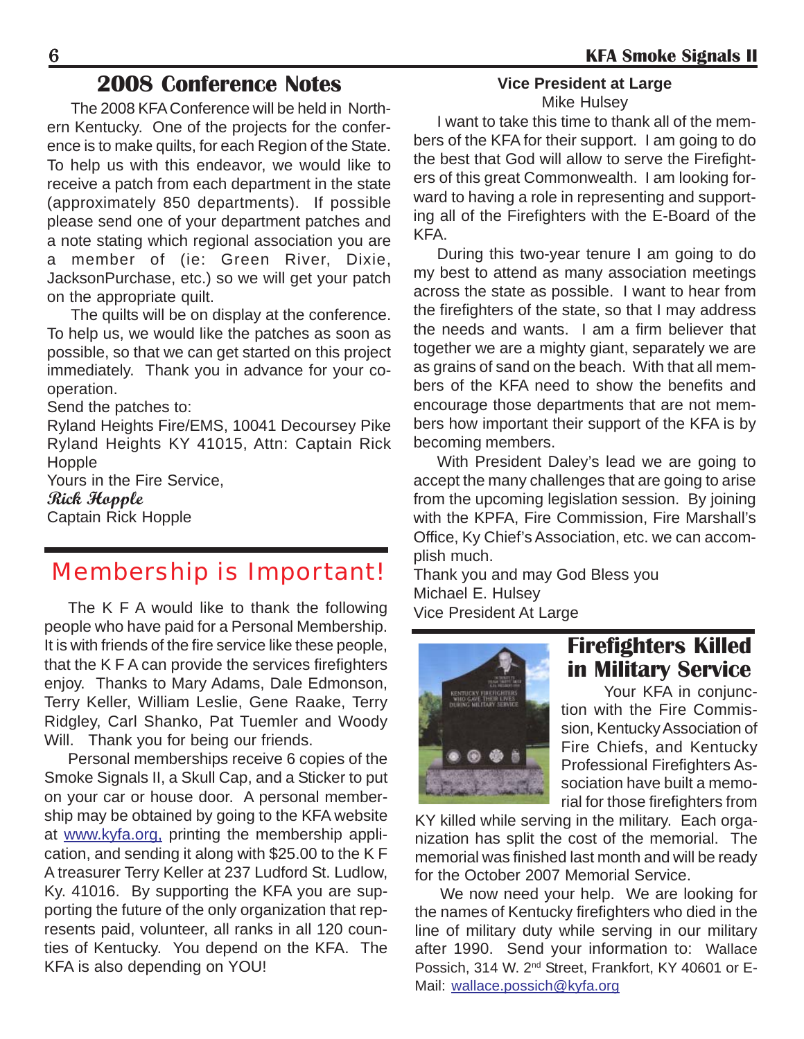## 2008 Conference Notes

The 2008 KFA Conference will be held in Northern Kentucky. One of the projects for the conference is to make quilts, for each Region of the State. To help us with this endeavor, we would like to receive a patch from each department in the state (approximately 850 departments). If possible please send one of your department patches and a note stating which regional association you are a member of (ie: Green River, Dixie, JacksonPurchase, etc.) so we will get your patch on the appropriate quilt.

The quilts will be on display at the conference. To help us, we would like the patches as soon as possible, so that we can get started on this project immediately. Thank you in advance for your cooperation.

Send the patches to:
Ryland Heights Fire/EMS, 10041 Decoursey Pike Ryland Heights KY 41015, Attn: Captain Rick Hopple

Yours in the Fire Service,
*Rick Hopple*
Captain Rick Hopple

## Membership is Important!

The K F A would like to thank the following people who have paid for a Personal Membership. It is with friends of the fire service like these people, that the K F A can provide the services firefighters enjoy. Thanks to Mary Adams, Dale Edmonson, Terry Keller, William Leslie, Gene Raake, Terry Ridgley, Carl Shanko, Pat Tuemler and Woody Will. Thank you for being our friends.

Personal memberships receive 6 copies of the Smoke Signals II, a Skull Cap, and a Sticker to put on your car or house door. A personal membership may be obtained by going to the KFA website at www.kyfa.org, printing the membership application, and sending it along with $25.00 to the K F A treasurer Terry Keller at 237 Ludford St. Ludlow, Ky. 41016. By supporting the KFA you are supporting the future of the only organization that represents paid, volunteer, all ranks in all 120 counties of Kentucky. You depend on the KFA. The KFA is also depending on YOU!

### Vice President at Large

Mike Hulsey

I want to take this time to thank all of the members of the KFA for their support. I am going to do the best that God will allow to serve the Firefighters of this great Commonwealth. I am looking forward to having a role in representing and supporting all of the Firefighters with the E-Board of the KFA.

During this two-year tenure I am going to do my best to attend as many association meetings across the state as possible. I want to hear from the firefighters of the state, so that I may address the needs and wants. I am a firm believer that together we are a mighty giant, separately we are as grains of sand on the beach. With that all members of the KFA need to show the benefits and encourage those departments that are not members how important their support of the KFA is by becoming members.

With President Daley's lead we are going to accept the many challenges that are going to arise from the upcoming legislation session. By joining with the KPFA, Fire Commission, Fire Marshall's Office, Ky Chief's Association, etc. we can accomplish much.

Thank you and may God Bless you
Michael E. Hulsey
Vice President At Large

## Firefighters Killed in Military Service

Your KFA in conjunction with the Fire Commission, Kentucky Association of Fire Chiefs, and Kentucky Professional Firefighters Association have built a memorial for those firefighters from KY killed while serving in the military. Each organization has split the cost of the memorial. The memorial was finished last month and will be ready for the October 2007 Memorial Service.

We now need your help. We are looking for the names of Kentucky firefighters who died in the line of military duty while serving in our military after 1990. Send your information to: Wallace Possich, 314 W. 2nd Street, Frankfort, KY 40601 or E-Mail: wallace.possich@kyfa.org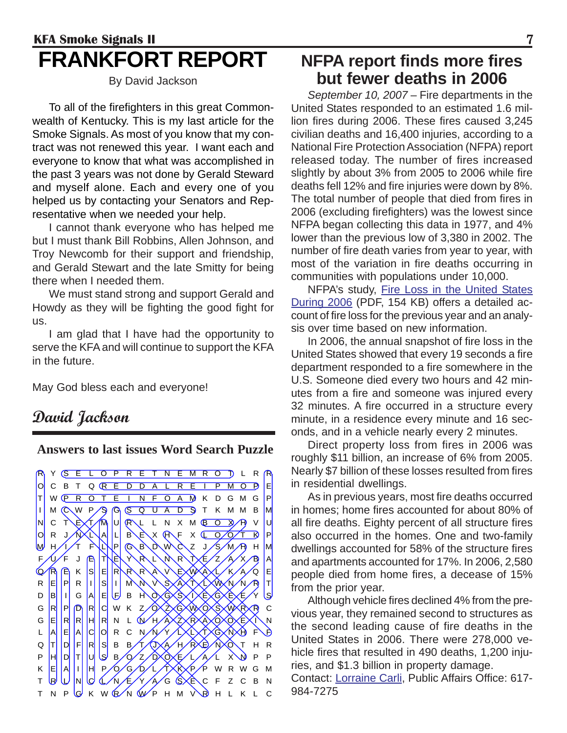# FRANKFORT REPORT

By David Jackson

To all of the firefighters in this great Commonwealth of Kentucky. This is my last article for the Smoke Signals. As most of you know that my contract was not renewed this year. I want each and everyone to know that what was accomplished in the past 3 years was not done by Gerald Steward and myself alone. Each and every one of you helped us by contacting your Senators and Representative when we needed your help.

I cannot thank everyone who has helped me but I must thank Bill Robbins, Allen Johnson, and Troy Newcomb for their support and friendship, and Gerald Stewart and the late Smitty for being there when I needed them.

We must stand strong and support Gerald and Howdy as they will be fighting the good fight for us.

I am glad that I have had the opportunity to serve the KFA and will continue to support the KFA in the future.

May God bless each and everyone!

*David Jackson*

### Answers to last issues Word Search Puzzle

```
R Y S E L O P R E T N E M R O T L R R
O C B T Q R E D D A L R E I P M O P E
T W P R O T E I N F O A M K D G M G P
I M C W P S G S Q U A D S T K M M B M
N C T E T M U R L L N X M B O X H V U
O R J N L A L B E X H F X L O O T K P
M H I T F L P G B D W C Z J S M H H M
F U F J E T E Y R L N R T E Z A X B A
Q R E K S E R R R A V E W A L K A Q E
R E P R I S I M N V S A T L W N N R T
D B I G A E F B H O G S I E G E E Y S
G R P D R C W K Z O Z G W O S W R R C
G E R R H R N L N H A Z R A O O E I N
L A E A C O R C N N Y L L T G N H F F
Q T D F R S B B T J A H R E N O T H R
P H D T U S B O Z D O E L A L X N P P
K E A I H P O G D L T K P P W R W G M
T R U N C L N E Y A G S E C F Z C B N
T N P G K W R N W P H M V R H L K L C
```

# NFPA report finds more fires but fewer deaths in 2006

*September 10, 2007* – Fire departments in the United States responded to an estimated 1.6 million fires during 2006. These fires caused 3,245 civilian deaths and 16,400 injuries, according to a National Fire Protection Association (NFPA) report released today. The number of fires increased slightly by about 3% from 2005 to 2006 while fire deaths fell 12% and fire injuries were down by 8%. The total number of people that died from fires in 2006 (excluding firefighters) was the lowest since NFPA began collecting this data in 1977, and 4% lower than the previous low of 3,380 in 2002. The number of fire death varies from year to year, with most of the variation in fire deaths occurring in communities with populations under 10,000.

NFPA's study, Fire Loss in the United States During 2006 (PDF, 154 KB) offers a detailed account of fire loss for the previous year and an analysis over time based on new information.

In 2006, the annual snapshot of fire loss in the United States showed that every 19 seconds a fire department responded to a fire somewhere in the U.S. Someone died every two hours and 42 minutes from a fire and someone was injured every 32 minutes. A fire occurred in a structure every minute, in a residence every minute and 16 seconds, and in a vehicle nearly every 2 minutes.

Direct property loss from fires in 2006 was roughly $11 billion, an increase of 6% from 2005. Nearly $7 billion of these losses resulted from fires in residential dwellings.

As in previous years, most fire deaths occurred in homes; home fires accounted for about 80% of all fire deaths. Eighty percent of all structure fires also occurred in the homes. One and two-family dwellings accounted for 58% of the structure fires and apartments accounted for 17%. In 2006, 2,580 people died from home fires, a decease of 15% from the prior year.

Although vehicle fires declined 4% from the previous year, they remained second to structures as the second leading cause of fire deaths in the United States in 2006. There were 278,000 vehicle fires that resulted in 490 deaths, 1,200 injuries, and $1.3 billion in property damage.

Contact: Lorraine Carli, Public Affairs Office: 617-984-7275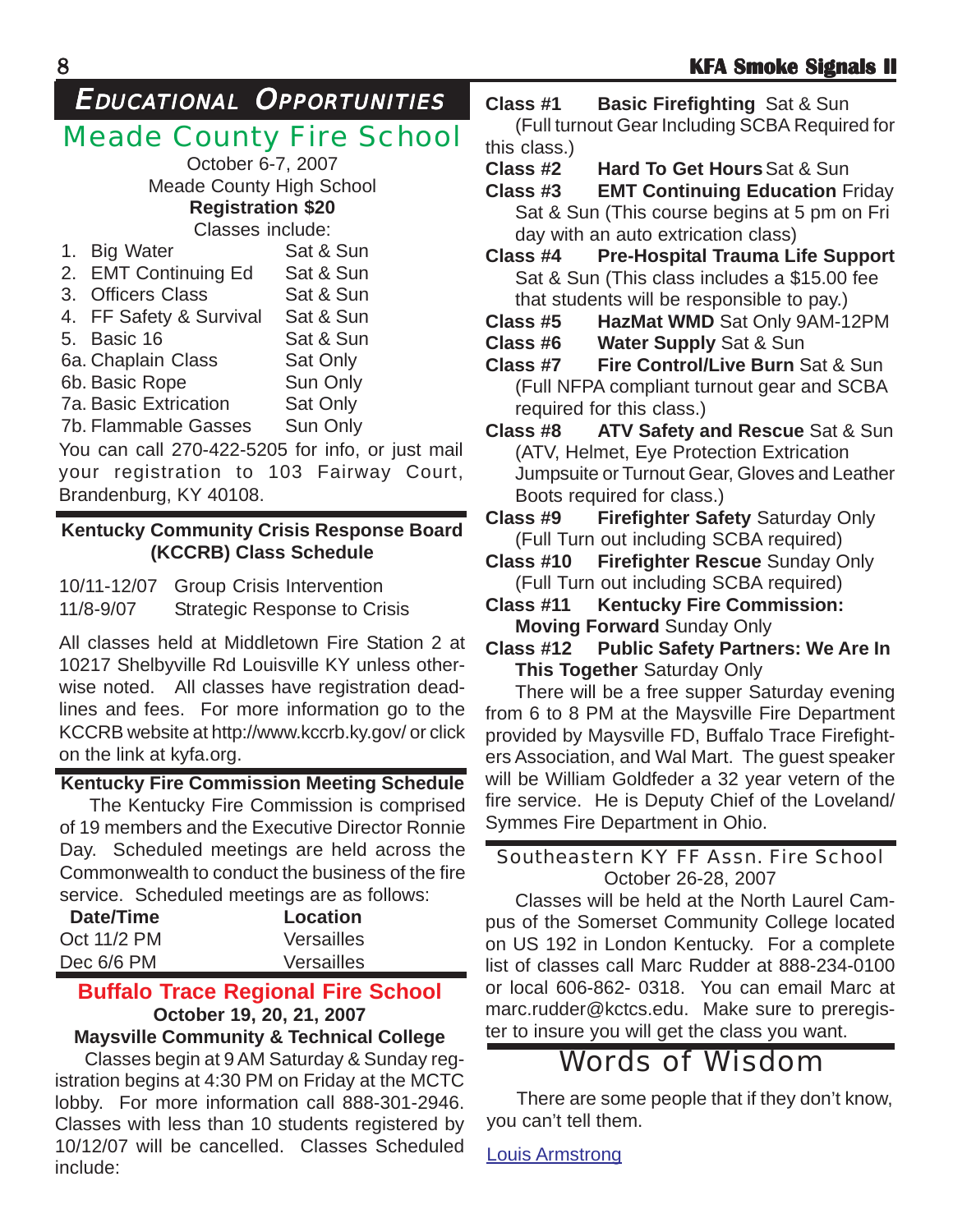# Educational Opportunities

## Meade County Fire School

October 6-7, 2007
Meade County High School
**Registration $20**
Classes include:

| | |
|---|---|
| 1. Big Water | Sat & Sun |
| 2. EMT Continuing Ed | Sat & Sun |
| 3. Officers Class | Sat & Sun |
| 4. FF Safety & Survival | Sat & Sun |
| 5. Basic 16 | Sat & Sun |
| 6a. Chaplain Class | Sat Only |
| 6b. Basic Rope | Sun Only |
| 7a. Basic Extrication | Sat Only |
| 7b. Flammable Gasses | Sun Only |

You can call 270-422-5205 for info, or just mail your registration to 103 Fairway Court, Brandenburg, KY 40108.

### Kentucky Community Crisis Response Board (KCCRB) Class Schedule

| | |
|---|---|
| 10/11-12/07 | Group Crisis Intervention |
| 11/8-9/07 | Strategic Response to Crisis |

All classes held at Middletown Fire Station 2 at 10217 Shelbyville Rd Louisville KY unless otherwise noted. All classes have registration deadlines and fees. For more information go to the KCCRB website at http://www.kccrb.ky.gov/ or click on the link at kyfa.org.

### Kentucky Fire Commission Meeting Schedule

The Kentucky Fire Commission is comprised of 19 members and the Executive Director Ronnie Day. Scheduled meetings are held across the Commonwealth to conduct the business of the fire service. Scheduled meetings are as follows:

| Date/Time | Location |
|---|---|
| Oct 11/2 PM | Versailles |
| Dec 6/6 PM | Versailles |

## Buffalo Trace Regional Fire School

**October 19, 20, 21, 2007**
**Maysville Community & Technical College**

Classes begin at 9 AM Saturday & Sunday registration begins at 4:30 PM on Friday at the MCTC lobby. For more information call 888-301-2946. Classes with less than 10 students registered by 10/12/07 will be cancelled. Classes Scheduled include:

**Class #1 Basic Firefighting** Sat & Sun
(Full turnout Gear Including SCBA Required for this class.)

**Class #2 Hard To Get Hours** Sat & Sun

**Class #3 EMT Continuing Education** Friday Sat & Sun (This course begins at 5 pm on Fri day with an auto extrication class)

**Class #4 Pre-Hospital Trauma Life Support** Sat & Sun (This class includes a $15.00 fee that students will be responsible to pay.)

**Class #5 HazMat WMD** Sat Only 9AM-12PM

**Class #6 Water Supply** Sat & Sun

**Class #7 Fire Control/Live Burn** Sat & Sun
(Full NFPA compliant turnout gear and SCBA required for this class.)

**Class #8 ATV Safety and Rescue** Sat & Sun
(ATV, Helmet, Eye Protection Extrication Jumpsuite or Turnout Gear, Gloves and Leather Boots required for class.)

**Class #9 Firefighter Safety** Saturday Only
(Full Turn out including SCBA required)

**Class #10 Firefighter Rescue** Sunday Only
(Full Turn out including SCBA required)

**Class #11 Kentucky Fire Commission: Moving Forward** Sunday Only

**Class #12 Public Safety Partners: We Are In This Together** Saturday Only

There will be a free supper Saturday evening from 6 to 8 PM at the Maysville Fire Department provided by Maysville FD, Buffalo Trace Firefighters Association, and Wal Mart. The guest speaker will be William Goldfeder a 32 year vetern of the fire service. He is Deputy Chief of the Loveland/ Symmes Fire Department in Ohio.

### Southeastern KY FF Assn. Fire School

October 26-28, 2007

Classes will be held at the North Laurel Campus of the Somerset Community College located on US 192 in London Kentucky. For a complete list of classes call Marc Rudder at 888-234-0100 or local 606-862- 0318. You can email Marc at marc.rudder@kctcs.edu. Make sure to preregister to insure you will get the class you want.

## Words of Wisdom

There are some people that if they don't know, you can't tell them.

Louis Armstrong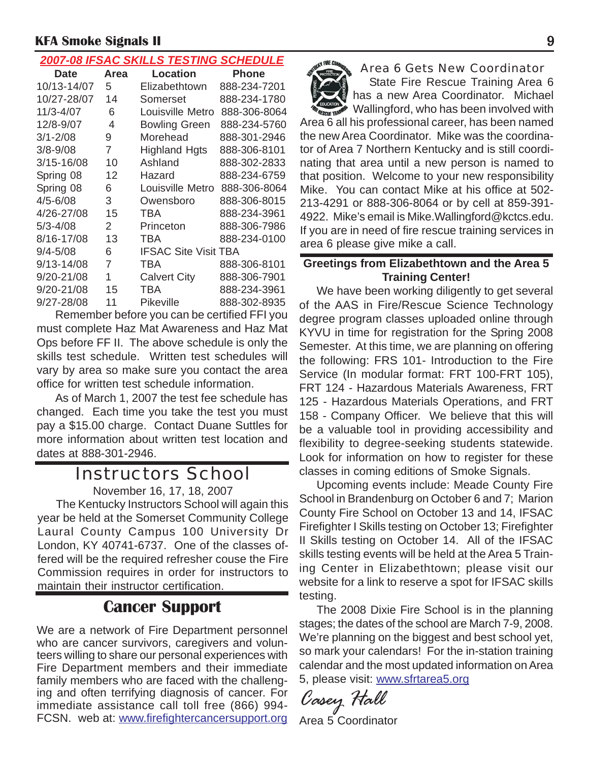## 2007-08 IFSAC SKILLS TESTING SCHEDULE

| Date | Area | Location | Phone |
|---|---|---|---|
| 10/13-14/07 | 5 | Elizabethtown | 888-234-7201 |
| 10/27-28/07 | 14 | Somerset | 888-234-1780 |
| 11/3-4/07 | 6 | Louisville Metro | 888-306-8064 |
| 12/8-9/07 | 4 | Bowling Green | 888-234-5760 |
| 3/1-2/08 | 9 | Morehead | 888-301-2946 |
| 3/8-9/08 | 7 | Highland Hgts | 888-306-8101 |
| 3/15-16/08 | 10 | Ashland | 888-302-2833 |
| Spring 08 | 12 | Hazard | 888-234-6759 |
| Spring 08 | 6 | Louisville Metro | 888-306-8064 |
| 4/5-6/08 | 3 | Owensboro | 888-306-8015 |
| 4/26-27/08 | 15 | TBA | 888-234-3961 |
| 5/3-4/08 | 2 | Princeton | 888-306-7986 |
| 8/16-17/08 | 13 | TBA | 888-234-0100 |
| 9/4-5/08 | 6 | IFSAC Site Visit TBA | |
| 9/13-14/08 | 7 | TBA | 888-306-8101 |
| 9/20-21/08 | 1 | Calvert City | 888-306-7901 |
| 9/20-21/08 | 15 | TBA | 888-234-3961 |
| 9/27-28/08 | 11 | Pikeville | 888-302-8935 |

Remember before you can be certified FFI you must complete Haz Mat Awareness and Haz Mat Ops before FF II. The above schedule is only the skills test schedule. Written test schedules will vary by area so make sure you contact the area office for written test schedule information.

As of March 1, 2007 the test fee schedule has changed. Each time you take the test you must pay a $15.00 charge. Contact Duane Suttles for more information about written test location and dates at 888-301-2946.

## Instructors School

November 16, 17, 18, 2007

The Kentucky Instructors School will again this year be held at the Somerset Community College Laural County Campus 100 University Dr London, KY 40741-6737. One of the classes offered will be the required refresher couse the Fire Commission requires in order for instructors to maintain their instructor certification.

## Cancer Support

We are a network of Fire Department personnel who are cancer survivors, caregivers and volunteers willing to share our personal experiences with Fire Department members and their immediate family members who are faced with the challenging and often terrifying diagnosis of cancer. For immediate assistance call toll free (866) 994-FCSN. web at: www.firefightercancersupport.org

## Area 6 Gets New Coordinator

State Fire Rescue Training Area 6 has a new Area Coordinator. Michael Wallingford, who has been involved with Area 6 all his professional career, has been named the new Area Coordinator. Mike was the coordinator of Area 7 Northern Kentucky and is still coordinating that area until a new person is named to that position. Welcome to your new responsibility Mike. You can contact Mike at his office at 502-213-4291 or 888-306-8064 or by cell at 859-391-4922. Mike's email is Mike.Wallingford@kctcs.edu. If you are in need of fire rescue training services in area 6 please give mike a call.

## Greetings from Elizabethtown and the Area 5 Training Center!

We have been working diligently to get several of the AAS in Fire/Rescue Science Technology degree program classes uploaded online through KYVU in time for registration for the Spring 2008 Semester. At this time, we are planning on offering the following: FRS 101- Introduction to the Fire Service (In modular format: FRT 100-FRT 105), FRT 124 - Hazardous Materials Awareness, FRT 125 - Hazardous Materials Operations, and FRT 158 - Company Officer. We believe that this will be a valuable tool in providing accessibility and flexibility to degree-seeking students statewide. Look for information on how to register for these classes in coming editions of Smoke Signals.

Upcoming events include: Meade County Fire School in Brandenburg on October 6 and 7; Marion County Fire School on October 13 and 14, IFSAC Firefighter I Skills testing on October 13; Firefighter II Skills testing on October 14. All of the IFSAC skills testing events will be held at the Area 5 Training Center in Elizabethtown; please visit our website for a link to reserve a spot for IFSAC skills testing.

The 2008 Dixie Fire School is in the planning stages; the dates of the school are March 7-9, 2008. We're planning on the biggest and best school yet, so mark your calendars! For the in-station training calendar and the most updated information on Area 5, please visit: www.sfrtarea5.org

*Casey Hall*

Area 5 Coordinator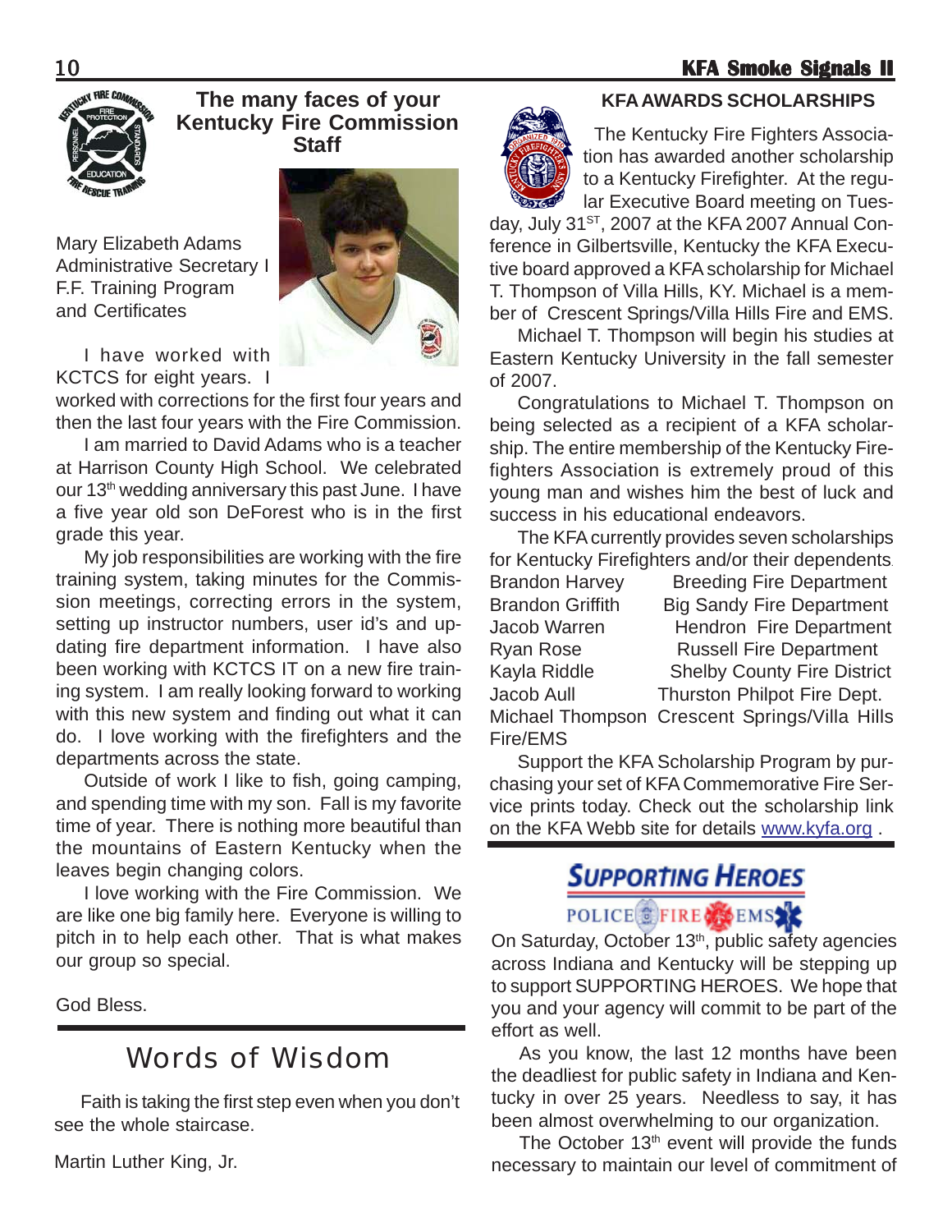## The many faces of your Kentucky Fire Commission Staff

Mary Elizabeth Adams
Administrative Secretary I
F.F. Training Program
and Certificates

I have worked with KCTCS for eight years. I worked with corrections for the first four years and then the last four years with the Fire Commission.

I am married to David Adams who is a teacher at Harrison County High School. We celebrated our 13th wedding anniversary this past June. I have a five year old son DeForest who is in the first grade this year.

My job responsibilities are working with the fire training system, taking minutes for the Commission meetings, correcting errors in the system, setting up instructor numbers, user id's and updating fire department information. I have also been working with KCTCS IT on a new fire training system. I am really looking forward to working with this new system and finding out what it can do. I love working with the firefighters and the departments across the state.

Outside of work I like to fish, going camping, and spending time with my son. Fall is my favorite time of year. There is nothing more beautiful than the mountains of Eastern Kentucky when the leaves begin changing colors.

I love working with the Fire Commission. We are like one big family here. Everyone is willing to pitch in to help each other. That is what makes our group so special.

God Bless.

## Words of Wisdom

Faith is taking the first step even when you don't see the whole staircase.

Martin Luther King, Jr.

## KFA AWARDS SCHOLARSHIPS

The Kentucky Fire Fighters Association has awarded another scholarship to a Kentucky Firefighter. At the regular Executive Board meeting on Tuesday, July 31ST, 2007 at the KFA 2007 Annual Conference in Gilbertsville, Kentucky the KFA Executive board approved a KFA scholarship for Michael T. Thompson of Villa Hills, KY. Michael is a member of Crescent Springs/Villa Hills Fire and EMS.

Michael T. Thompson will begin his studies at Eastern Kentucky University in the fall semester of 2007.

Congratulations to Michael T. Thompson on being selected as a recipient of a KFA scholarship. The entire membership of the Kentucky Firefighters Association is extremely proud of this young man and wishes him the best of luck and success in his educational endeavors.

The KFA currently provides seven scholarships for Kentucky Firefighters and/or their dependents.

| | |
|---|---|
| Brandon Harvey | Breeding Fire Department |
| Brandon Griffith | Big Sandy Fire Department |
| Jacob Warren | Hendron Fire Department |
| Ryan Rose | Russell Fire Department |
| Kayla Riddle | Shelby County Fire District |
| Jacob Aull | Thurston Philpot Fire Dept. |
| Michael Thompson | Crescent Springs/Villa Hills Fire/EMS |

Support the KFA Scholarship Program by purchasing your set of KFA Commemorative Fire Service prints today. Check out the scholarship link on the KFA Webb site for details www.kyfa.org .

## SUPPORTING HEROES

POLICE FIRE EMS

On Saturday, October 13th, public safety agencies across Indiana and Kentucky will be stepping up to support SUPPORTING HEROES. We hope that you and your agency will commit to be part of the effort as well.

As you know, the last 12 months have been the deadliest for public safety in Indiana and Kentucky in over 25 years. Needless to say, it has been almost overwhelming to our organization.

The October 13th event will provide the funds necessary to maintain our level of commitment of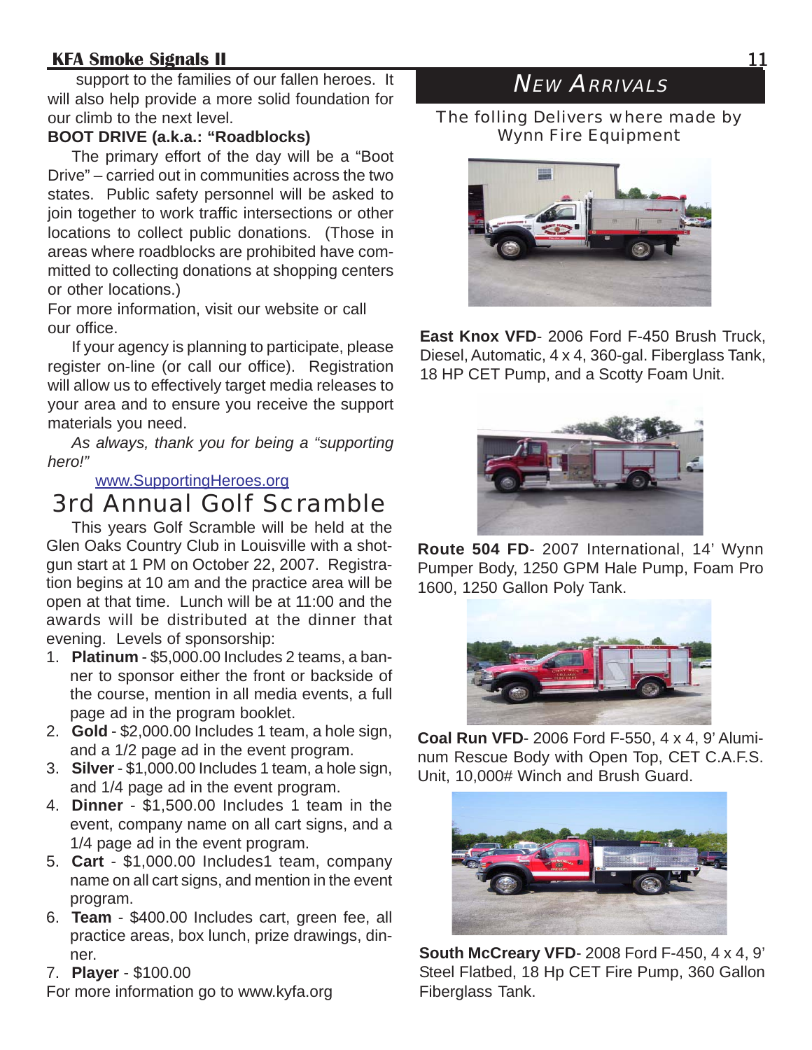support to the families of our fallen heroes. It will also help provide a more solid foundation for our climb to the next level.

**BOOT DRIVE (a.k.a.: "Roadblocks)**

The primary effort of the day will be a "Boot Drive" – carried out in communities across the two states. Public safety personnel will be asked to join together to work traffic intersections or other locations to collect public donations. (Those in areas where roadblocks are prohibited have committed to collecting donations at shopping centers or other locations.)

For more information, visit our website or call our office.

If your agency is planning to participate, please register on-line (or call our office). Registration will allow us to effectively target media releases to your area and to ensure you receive the support materials you need.

*As always, thank you for being a "supporting hero!"*

www.SupportingHeroes.org

## 3rd Annual Golf Scramble

This years Golf Scramble will be held at the Glen Oaks Country Club in Louisville with a shotgun start at 1 PM on October 22, 2007. Registration begins at 10 am and the practice area will be open at that time. Lunch will be at 11:00 and the awards will be distributed at the dinner that evening. Levels of sponsorship:

1. **Platinum** - $5,000.00 Includes 2 teams, a banner to sponsor either the front or backside of the course, mention in all media events, a full page ad in the program booklet.
2. **Gold** - $2,000.00 Includes 1 team, a hole sign, and a 1/2 page ad in the event program.
3. **Silver** - $1,000.00 Includes 1 team, a hole sign, and 1/4 page ad in the event program.
4. **Dinner** - $1,500.00 Includes 1 team in the event, company name on all cart signs, and a 1/4 page ad in the event program.
5. **Cart** - $1,000.00 Includes1 team, company name on all cart signs, and mention in the event program.
6. **Team** - $400.00 Includes cart, green fee, all practice areas, box lunch, prize drawings, dinner.
7. **Player** - $100.00

For more information go to www.kyfa.org

## New Arrivals

The folling Delivers where made by Wynn Fire Equipment

**East Knox VFD**- 2006 Ford F-450 Brush Truck, Diesel, Automatic, 4 x 4, 360-gal. Fiberglass Tank, 18 HP CET Pump, and a Scotty Foam Unit.

**Route 504 FD**- 2007 International, 14' Wynn Pumper Body, 1250 GPM Hale Pump, Foam Pro 1600, 1250 Gallon Poly Tank.

**Coal Run VFD**- 2006 Ford F-550, 4 x 4, 9' Aluminum Rescue Body with Open Top, CET C.A.F.S. Unit, 10,000# Winch and Brush Guard.

**South McCreary VFD**- 2008 Ford F-450, 4 x 4, 9' Steel Flatbed, 18 Hp CET Fire Pump, 360 Gallon Fiberglass Tank.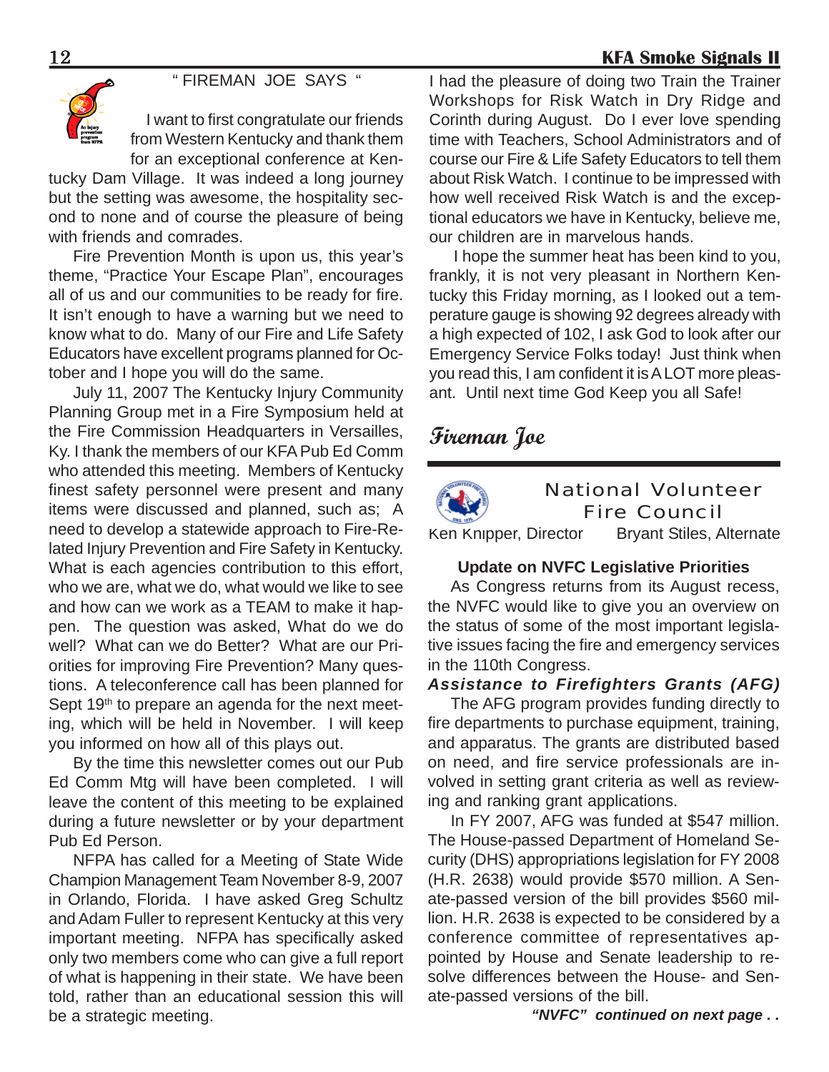## " FIREMAN JOE SAYS "

I want to first congratulate our friends from Western Kentucky and thank them for an exceptional conference at Kentucky Dam Village. It was indeed a long journey but the setting was awesome, the hospitality second to none and of course the pleasure of being with friends and comrades.

Fire Prevention Month is upon us, this year's theme, "Practice Your Escape Plan", encourages all of us and our communities to be ready for fire. It isn't enough to have a warning but we need to know what to do. Many of our Fire and Life Safety Educators have excellent programs planned for October and I hope you will do the same.

July 11, 2007 The Kentucky Injury Community Planning Group met in a Fire Symposium held at the Fire Commission Headquarters in Versailles, Ky. I thank the members of our KFA Pub Ed Comm who attended this meeting. Members of Kentucky finest safety personnel were present and many items were discussed and planned, such as; A need to develop a statewide approach to Fire-Related Injury Prevention and Fire Safety in Kentucky. What is each agencies contribution to this effort, who we are, what we do, what would we like to see and how can we work as a TEAM to make it happen. The question was asked, What do we do well? What can we do Better? What are our Priorities for improving Fire Prevention? Many questions. A teleconference call has been planned for Sept 19th to prepare an agenda for the next meeting, which will be held in November. I will keep you informed on how all of this plays out.

By the time this newsletter comes out our Pub Ed Comm Mtg will have been completed. I will leave the content of this meeting to be explained during a future newsletter or by your department Pub Ed Person.

NFPA has called for a Meeting of State Wide Champion Management Team November 8-9, 2007 in Orlando, Florida. I have asked Greg Schultz and Adam Fuller to represent Kentucky at this very important meeting. NFPA has specifically asked only two members come who can give a full report of what is happening in their state. We have been told, rather than an educational session this will be a strategic meeting.

I had the pleasure of doing two Train the Trainer Workshops for Risk Watch in Dry Ridge and Corinth during August. Do I ever love spending time with Teachers, School Administrators and of course our Fire & Life Safety Educators to tell them about Risk Watch. I continue to be impressed with how well received Risk Watch is and the exceptional educators we have in Kentucky, believe me, our children are in marvelous hands.

I hope the summer heat has been kind to you, frankly, it is not very pleasant in Northern Kentucky this Friday morning, as I looked out a temperature gauge is showing 92 degrees already with a high expected of 102, I ask God to look after our Emergency Service Folks today! Just think when you read this, I am confident it is A LOT more pleasant. Until next time God Keep you all Safe!

*Fireman Joe*

---

## National Volunteer Fire Council

Ken Knipper, Director     Bryant Stiles, Alternate

**Update on NVFC Legislative Priorities**

As Congress returns from its August recess, the NVFC would like to give you an overview on the status of some of the most important legislative issues facing the fire and emergency services in the 110th Congress.

***Assistance to Firefighters Grants (AFG)***

The AFG program provides funding directly to fire departments to purchase equipment, training, and apparatus. The grants are distributed based on need, and fire service professionals are involved in setting grant criteria as well as reviewing and ranking grant applications.

In FY 2007, AFG was funded at $547 million. The House-passed Department of Homeland Security (DHS) appropriations legislation for FY 2008 (H.R. 2638) would provide $570 million. A Senate-passed version of the bill provides $560 million. H.R. 2638 is expected to be considered by a conference committee of representatives appointed by House and Senate leadership to resolve differences between the House- and Senate-passed versions of the bill.

***"NVFC" continued on next page . .***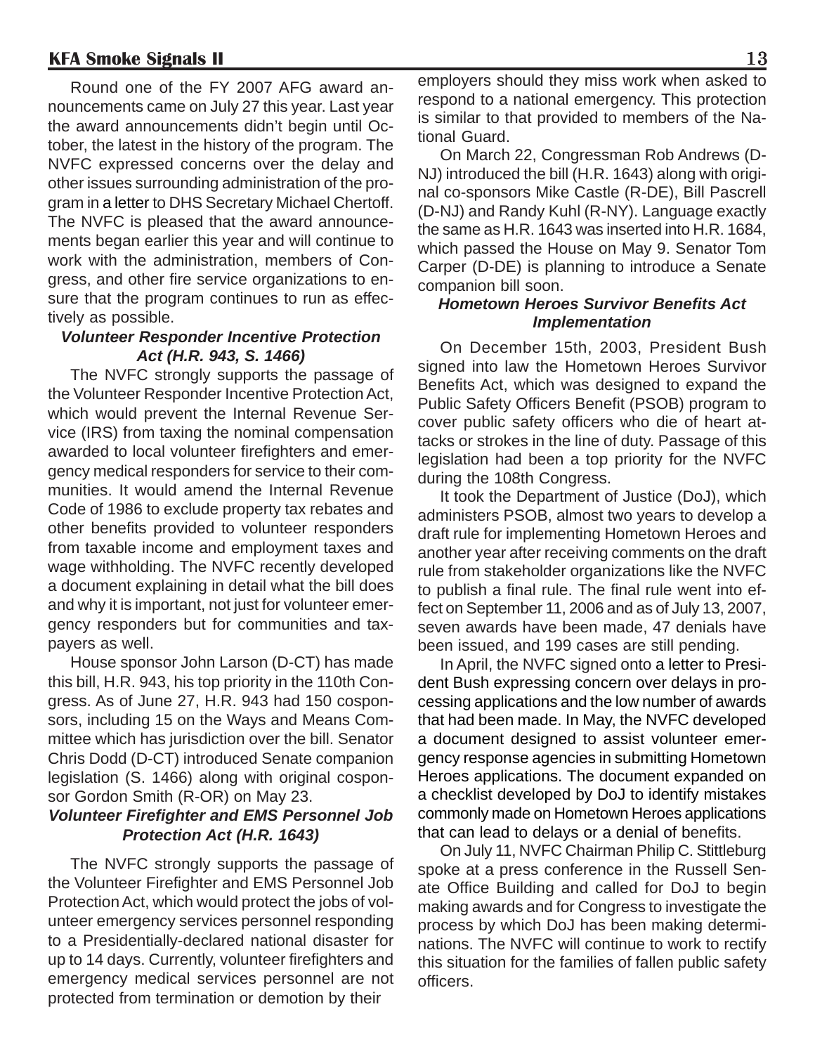Round one of the FY 2007 AFG award announcements came on July 27 this year. Last year the award announcements didn't begin until October, the latest in the history of the program. The NVFC expressed concerns over the delay and other issues surrounding administration of the program in a letter to DHS Secretary Michael Chertoff. The NVFC is pleased that the award announcements began earlier this year and will continue to work with the administration, members of Congress, and other fire service organizations to ensure that the program continues to run as effectively as possible.

### *Volunteer Responder Incentive Protection Act (H.R. 943, S. 1466)*

The NVFC strongly supports the passage of the Volunteer Responder Incentive Protection Act, which would prevent the Internal Revenue Service (IRS) from taxing the nominal compensation awarded to local volunteer firefighters and emergency medical responders for service to their communities. It would amend the Internal Revenue Code of 1986 to exclude property tax rebates and other benefits provided to volunteer responders from taxable income and employment taxes and wage withholding. The NVFC recently developed a document explaining in detail what the bill does and why it is important, not just for volunteer emergency responders but for communities and taxpayers as well.

House sponsor John Larson (D-CT) has made this bill, H.R. 943, his top priority in the 110th Congress. As of June 27, H.R. 943 had 150 cosponsors, including 15 on the Ways and Means Committee which has jurisdiction over the bill. Senator Chris Dodd (D-CT) introduced Senate companion legislation (S. 1466) along with original cosponsor Gordon Smith (R-OR) on May 23.

### *Volunteer Firefighter and EMS Personnel Job Protection Act (H.R. 1643)*

The NVFC strongly supports the passage of the Volunteer Firefighter and EMS Personnel Job Protection Act, which would protect the jobs of volunteer emergency services personnel responding to a Presidentially-declared national disaster for up to 14 days. Currently, volunteer firefighters and emergency medical services personnel are not protected from termination or demotion by their employers should they miss work when asked to respond to a national emergency. This protection is similar to that provided to members of the National Guard.

On March 22, Congressman Rob Andrews (D-NJ) introduced the bill (H.R. 1643) along with original co-sponsors Mike Castle (R-DE), Bill Pascrell (D-NJ) and Randy Kuhl (R-NY). Language exactly the same as H.R. 1643 was inserted into H.R. 1684, which passed the House on May 9. Senator Tom Carper (D-DE) is planning to introduce a Senate companion bill soon.

### *Hometown Heroes Survivor Benefits Act Implementation*

On December 15th, 2003, President Bush signed into law the Hometown Heroes Survivor Benefits Act, which was designed to expand the Public Safety Officers Benefit (PSOB) program to cover public safety officers who die of heart attacks or strokes in the line of duty. Passage of this legislation had been a top priority for the NVFC during the 108th Congress.

It took the Department of Justice (DoJ), which administers PSOB, almost two years to develop a draft rule for implementing Hometown Heroes and another year after receiving comments on the draft rule from stakeholder organizations like the NVFC to publish a final rule. The final rule went into effect on September 11, 2006 and as of July 13, 2007, seven awards have been made, 47 denials have been issued, and 199 cases are still pending.

In April, the NVFC signed onto a letter to President Bush expressing concern over delays in processing applications and the low number of awards that had been made. In May, the NVFC developed a document designed to assist volunteer emergency response agencies in submitting Hometown Heroes applications. The document expanded on a checklist developed by DoJ to identify mistakes commonly made on Hometown Heroes applications that can lead to delays or a denial of benefits.

On July 11, NVFC Chairman Philip C. Stittleburg spoke at a press conference in the Russell Senate Office Building and called for DoJ to begin making awards and for Congress to investigate the process by which DoJ has been making determinations. The NVFC will continue to work to rectify this situation for the families of fallen public safety officers.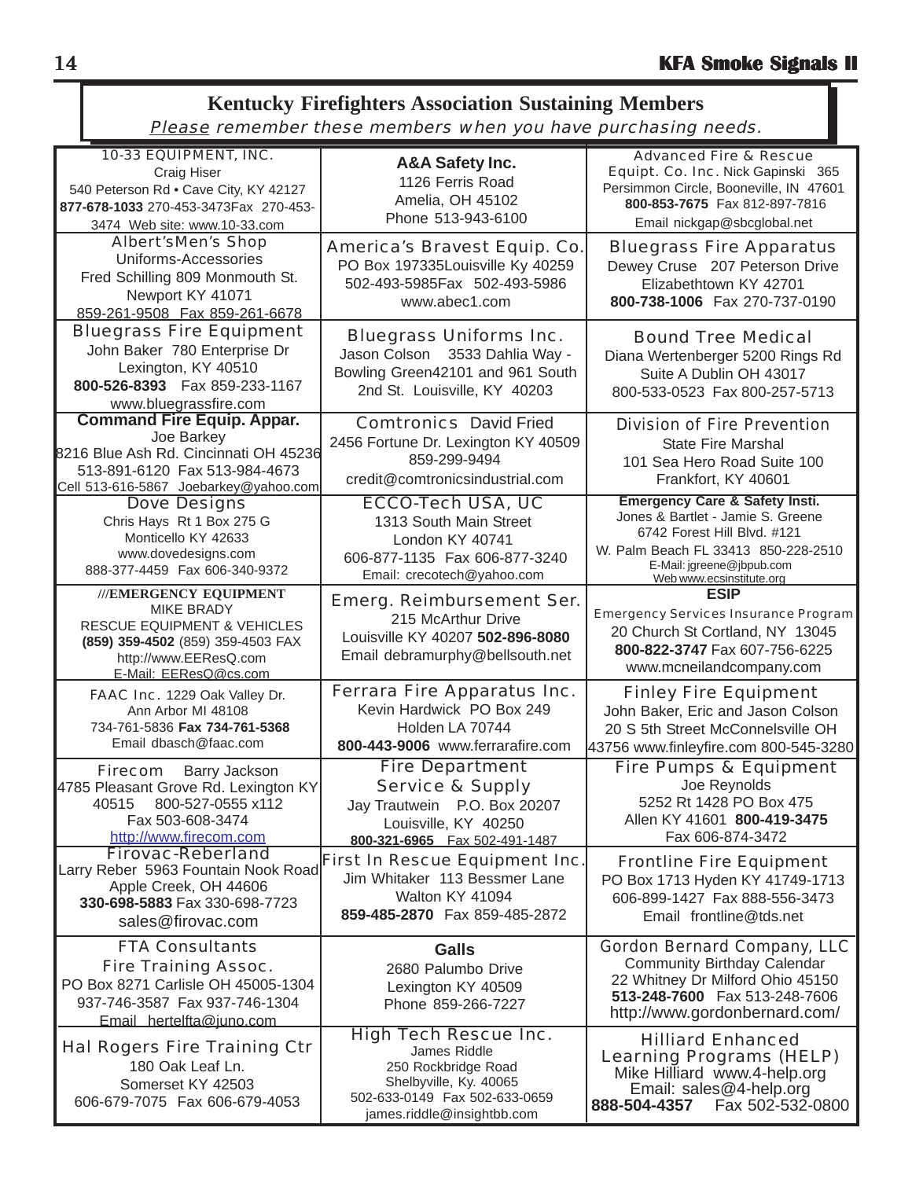## Kentucky Firefighters Association Sustaining Members

*Please remember these members when you have purchasing needs.*

| | | |
|---|---|---|
| 10-33 EQUIPMENT, INC.<br>Craig Hiser<br>540 Peterson Rd • Cave City, KY 42127<br>**877-678-1033** 270-453-3473Fax 270-453-3474 Web site: www.10-33.com | **A&A Safety Inc.**<br>1126 Ferris Road<br>Amelia, OH 45102<br>Phone 513-943-6100 | Advanced Fire & Rescue Equipt. Co. Inc. Nick Gapinski 365 Persimmon Circle, Booneville, IN 47601<br>**800-853-7675** Fax 812-897-7816<br>Email nickgap@sbcglobal.net |
| Albert'sMen's Shop<br>Uniforms-Accessories<br>Fred Schilling 809 Monmouth St.<br>Newport KY 41071<br>859-261-9508 Fax 859-261-6678 | America's Bravest Equip. Co.<br>PO Box 197335Louisville Ky 40259<br>502-493-5985Fax 502-493-5986<br>www.abec1.com | Bluegrass Fire Apparatus<br>Dewey Cruse 207 Peterson Drive<br>Elizabethtown KY 42701<br>**800-738-1006** Fax 270-737-0190 |
| Bluegrass Fire Equipment<br>John Baker 780 Enterprise Dr<br>Lexington, KY 40510<br>**800-526-8393** Fax 859-233-1167<br>www.bluegrassfire.com | Bluegrass Uniforms Inc.<br>Jason Colson 3533 Dahlia Way - Bowling Green42101 and 961 South 2nd St. Louisville, KY 40203 | Bound Tree Medical<br>Diana Wertenberger 5200 Rings Rd Suite A Dublin OH 43017<br>800-533-0523 Fax 800-257-5713 |
| **Command Fire Equip. Appar.**<br>Joe Barkey<br>8216 Blue Ash Rd. Cincinnati OH 45236<br>513-891-6120 Fax 513-984-4673<br>Cell 513-616-5867 Joebarkey@yahoo.com | Comtronics David Fried<br>2456 Fortune Dr. Lexington KY 40509<br>859-299-9494<br>credit@comtronicsindustrial.com | Division of Fire Prevention<br>State Fire Marshal<br>101 Sea Hero Road Suite 100<br>Frankfort, KY 40601 |
| Dove Designs<br>Chris Hays Rt 1 Box 275 G<br>Monticello KY 42633<br>www.dovedesigns.com<br>888-377-4459 Fax 606-340-9372 | ECCO-Tech USA, UC<br>1313 South Main Street<br>London KY 40741<br>606-877-1135 Fax 606-877-3240<br>Email: crecotech@yahoo.com | **Emergency Care & Safety Insti.**<br>Jones & Bartlet - Jamie S. Greene<br>6742 Forest Hill Blvd. #121<br>W. Palm Beach FL 33413 850-228-2510<br>E-Mail: jgreene@jbpub.com<br>Web www.ecsinstitute.org |
| **///EMERGENCY EQUIPMENT**<br>MIKE BRADY<br>RESCUE EQUIPMENT & VEHICLES<br>**(859) 359-4502** (859) 359-4503 FAX<br>http://www.EEResQ.com<br>E-Mail: EEResQ@cs.com | Emerg. Reimbursement Ser.<br>215 McArthur Drive<br>Louisville KY 40207 **502-896-8080**<br>Email debramurphy@bellsouth.net | **ESIP**<br>Emergency Services Insurance Program<br>20 Church St Cortland, NY 13045<br>**800-822-3747** Fax 607-756-6225<br>www.mcneilandcompany.com |
| FAAC Inc. 1229 Oak Valley Dr.<br>Ann Arbor MI 48108<br>734-761-5836 **Fax 734-761-5368**<br>Email dbasch@faac.com | Ferrara Fire Apparatus Inc.<br>Kevin Hardwick PO Box 249<br>Holden LA 70744<br>**800-443-9006** www.ferrarafire.com | Finley Fire Equipment<br>John Baker, Eric and Jason Colson<br>20 S 5th Street McConnelsville OH 43756 www.finleyfire.com 800-545-3280 |
| Firecom Barry Jackson<br>4785 Pleasant Grove Rd. Lexington KY 40515 800-527-0555 x112<br>Fax 503-608-3474<br>http://www.firecom.com | Fire Department Service & Supply<br>Jay Trautwein P.O. Box 20207<br>Louisville, KY 40250<br>**800-321-6965** Fax 502-491-1487 | Fire Pumps & Equipment<br>Joe Reynolds<br>5252 Rt 1428 PO Box 475<br>Allen KY 41601 **800-419-3475**<br>Fax 606-874-3472 |
| Firovac-Reberland<br>Larry Reber 5963 Fountain Nook Road<br>Apple Creek, OH 44606<br>**330-698-5883** Fax 330-698-7723<br>sales@firovac.com | First In Rescue Equipment Inc.<br>Jim Whitaker 113 Bessmer Lane<br>Walton KY 41094<br>**859-485-2870** Fax 859-485-2872 | Frontline Fire Equipment<br>PO Box 1713 Hyden KY 41749-1713<br>606-899-1427 Fax 888-556-3473<br>Email frontline@tds.net |
| FTA Consultants<br>Fire Training Assoc.<br>PO Box 8271 Carlisle OH 45005-1304<br>937-746-3587 Fax 937-746-1304<br>Email hertelfta@juno.com | **Galls**<br>2680 Palumbo Drive<br>Lexington KY 40509<br>Phone 859-266-7227 | Gordon Bernard Company, LLC<br>Community Birthday Calendar<br>22 Whitney Dr Milford Ohio 45150<br>**513-248-7600** Fax 513-248-7606<br>http://www.gordonbernard.com/ |
| Hal Rogers Fire Training Ctr<br>180 Oak Leaf Ln.<br>Somerset KY 42503<br>606-679-7075 Fax 606-679-4053 | High Tech Rescue Inc.<br>James Riddle<br>250 Rockbridge Road<br>Shelbyville, Ky. 40065<br>502-633-0149 Fax 502-633-0659<br>james.riddle@insightbb.com | Hilliard Enhanced Learning Programs (HELP)<br>Mike Hilliard www.4-help.org<br>Email: sales@4-help.org<br>**888-504-4357** Fax 502-532-0800 |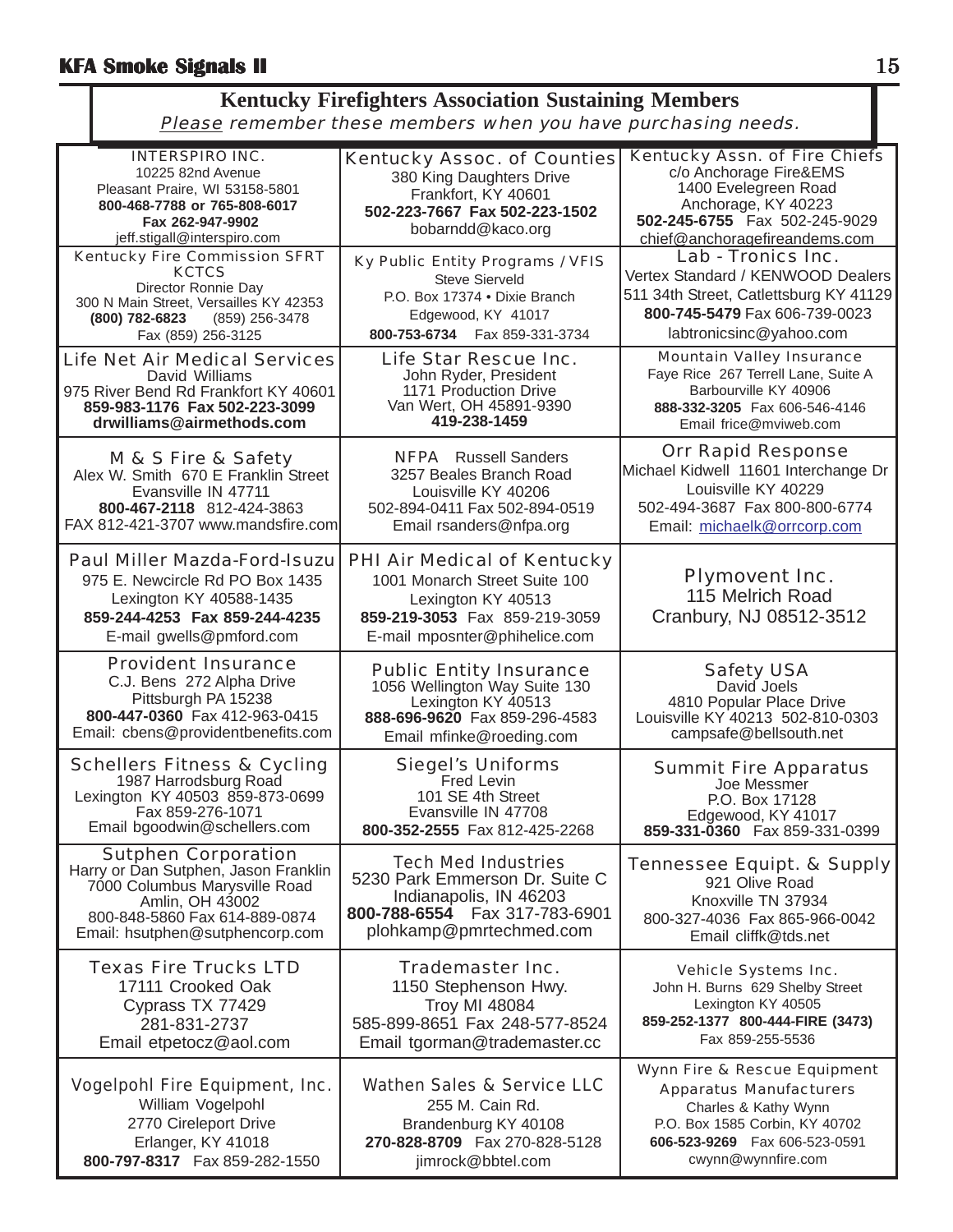## Kentucky Firefighters Association Sustaining Members

*Please remember these members when you have purchasing needs.*

| | | |
|---|---|---|
| **INTERSPIRO INC.**<br>10225 82nd Avenue<br>Pleasant Praire, WI 53158-5801<br>**800-468-7788 or 765-808-6017**<br>**Fax 262-947-9902**<br>jeff.stigall@interspiro.com | **Kentucky Assoc. of Counties**<br>380 King Daughters Drive<br>Frankfort, KY 40601<br>**502-223-7667 Fax 502-223-1502**<br>bobarndd@kaco.org | **Kentucky Assn. of Fire Chiefs**<br>c/o Anchorage Fire&EMS<br>1400 Evelegreen Road<br>Anchorage, KY 40223<br>**502-245-6755** Fax 502-245-9029<br>chief@anchoragefireandems.com |
| **Kentucky Fire Commission SFRT KCTCS**<br>Director Ronnie Day<br>300 N Main Street, Versailles KY 42353<br>**(800) 782-6823** (859) 256-3478<br>Fax (859) 256-3125 | **Ky Public Entity Programs / VFIS**<br>Steve Sierveld<br>P.O. Box 17374 • Dixie Branch<br>Edgewood, KY 41017<br>**800-753-6734** Fax 859-331-3734 | **Lab - Tronics Inc.**<br>Vertex Standard / KENWOOD Dealers<br>511 34th Street, Catlettsburg KY 41129<br>**800-745-5479** Fax 606-739-0023<br>labtronicsinc@yahoo.com |
| **Life Net Air Medical Services**<br>David Williams<br>975 River Bend Rd Frankfort KY 40601<br>**859-983-1176 Fax 502-223-3099**<br>**drwilliams@airmethods.com** | **Life Star Rescue Inc.**<br>John Ryder, President<br>1171 Production Drive<br>Van Wert, OH 45891-9390<br>**419-238-1459** | **Mountain Valley Insurance**<br>Faye Rice 267 Terrell Lane, Suite A<br>Barbourville KY 40906<br>**888-332-3205** Fax 606-546-4146<br>Email frice@mviweb.com |
| **M & S Fire & Safety**<br>Alex W. Smith 670 E Franklin Street<br>Evansville IN 47711<br>**800-467-2118** 812-424-3863<br>FAX 812-421-3707 www.mandsfire.com | **NFPA** Russell Sanders<br>3257 Beales Branch Road<br>Louisville KY 40206<br>502-894-0411 Fax 502-894-0519<br>Email rsanders@nfpa.org | **Orr Rapid Response**<br>Michael Kidwell 11601 Interchange Dr<br>Louisville KY 40229<br>502-494-3687 Fax 800-800-6774<br>Email: michaelk@orrcorp.com |
| **Paul Miller Mazda-Ford-Isuzu**<br>975 E. Newcircle Rd PO Box 1435<br>Lexington KY 40588-1435<br>**859-244-4253 Fax 859-244-4235**<br>E-mail gwells@pmford.com | **PHI Air Medical of Kentucky**<br>1001 Monarch Street Suite 100<br>Lexington KY 40513<br>**859-219-3053** Fax 859-219-3059<br>E-mail mposnter@phihelice.com | **Plymovent Inc.**<br>115 Melrich Road<br>Cranbury, NJ 08512-3512 |
| **Provident Insurance**<br>C.J. Bens 272 Alpha Drive<br>Pittsburgh PA 15238<br>**800-447-0360** Fax 412-963-0415<br>Email: cbens@providentbenefits.com | **Public Entity Insurance**<br>1056 Wellington Way Suite 130<br>Lexington KY 40513<br>**888-696-9620** Fax 859-296-4583<br>Email mfinke@roeding.com | **Safety USA**<br>David Joels<br>4810 Popular Place Drive<br>Louisville KY 40213 502-810-0303<br>campsafe@bellsouth.net |
| **Schellers Fitness & Cycling**<br>1987 Harrodsburg Road<br>Lexington KY 40503 859-873-0699<br>Fax 859-276-1071<br>Email bgoodwin@schellers.com | **Siegel's Uniforms**<br>Fred Levin<br>101 SE 4th Street<br>Evansville IN 47708<br>**800-352-2555** Fax 812-425-2268 | **Summit Fire Apparatus**<br>Joe Messmer<br>P.O. Box 17128<br>Edgewood, KY 41017<br>**859-331-0360** Fax 859-331-0399 |
| **Sutphen Corporation**<br>Harry or Dan Sutphen, Jason Franklin<br>7000 Columbus Marysville Road<br>Amlin, OH 43002<br>800-848-5860 Fax 614-889-0874<br>Email: hsutphen@sutphencorp.com | **Tech Med Industries**<br>5230 Park Emmerson Dr. Suite C<br>Indianapolis, IN 46203<br>**800-788-6554** Fax 317-783-6901<br>plohkamp@pmrtechmed.com | **Tennessee Equipt. & Supply**<br>921 Olive Road<br>Knoxville TN 37934<br>800-327-4036 Fax 865-966-0042<br>Email cliffk@tds.net |
| **Texas Fire Trucks LTD**<br>17111 Crooked Oak<br>Cyprass TX 77429<br>281-831-2737<br>Email etpetocz@aol.com | **Trademaster Inc.**<br>1150 Stephenson Hwy.<br>Troy MI 48084<br>585-899-8651 Fax 248-577-8524<br>Email tgorman@trademaster.cc | **Vehicle Systems Inc.**<br>John H. Burns 629 Shelby Street<br>Lexington KY 40505<br>**859-252-1377 800-444-FIRE (3473)**<br>Fax 859-255-5536 |
| **Vogelpohl Fire Equipment, Inc.**<br>William Vogelpohl<br>2770 Cireleport Drive<br>Erlanger, KY 41018<br>**800-797-8317** Fax 859-282-1550 | **Wathen Sales & Service LLC**<br>255 M. Cain Rd.<br>Brandenburg KY 40108<br>**270-828-8709** Fax 270-828-5128<br>jimrock@bbtel.com | **Wynn Fire & Rescue Equipment Apparatus Manufacturers**<br>Charles & Kathy Wynn<br>P.O. Box 1585 Corbin, KY 40702<br>**606-523-9269** Fax 606-523-0591<br>cwynn@wynnfire.com |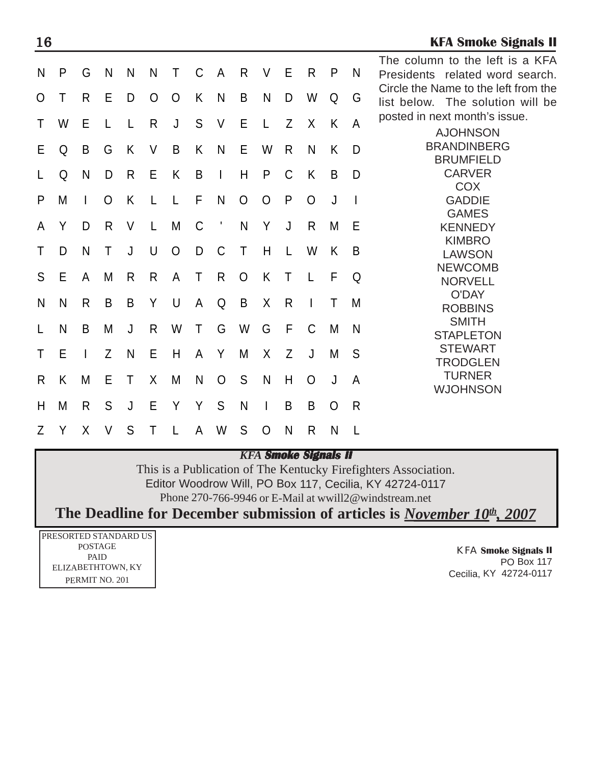| | | | | | | | | | | | | | | |
|---|---|---|---|---|---|---|---|---|---|---|---|---|---|---|
| N | P | G | N | N | N | T | C | A | R | V | E | R | P | N |
| O | T | R | E | D | O | O | K | N | B | N | D | W | Q | G |
| T | W | E | L | L | R | J | S | V | E | L | Z | X | K | A |
| E | Q | B | G | K | V | B | K | N | E | W | R | N | K | D |
| L | Q | N | D | R | E | K | B | I | H | P | C | K | B | D |
| P | M | I | O | K | L | L | F | N | O | O | P | O | J | I |
| A | Y | D | R | V | L | M | C | ' | N | Y | J | R | M | E |
| T | D | N | T | J | U | O | D | C | T | H | L | W | K | B |
| S | E | A | M | R | R | A | T | R | O | K | T | L | F | Q |
| N | N | R | B | B | Y | U | A | Q | B | X | R | I | T | M |
| L | N | B | M | J | R | W | T | G | W | G | F | C | M | N |
| T | E | I | Z | N | E | H | A | Y | M | X | Z | J | M | S |
| R | K | M | E | T | X | M | N | O | S | N | H | O | J | A |
| H | M | R | S | J | E | Y | Y | S | N | I | B | B | O | R |
| Z | Y | X | V | S | T | L | A | W | S | O | N | R | N | L |

The column to the left is a KFA Presidents related word search. Circle the Name to the left from the list below. The solution will be posted in next month's issue.

AJOHNSON
BRANDINBERG
BRUMFIELD
CARVER
COX
GADDIE
GAMES
KENNEDY
KIMBRO
LAWSON
NEWCOMB
NORVELL
O'DAY
ROBBINS
SMITH
STAPLETON
STEWART
TRODGLEN
TURNER
WJOHNSON

***KFA Smoke Signals II***

This is a Publication of The Kentucky Firefighters Association.
Editor Woodrow Will, PO Box 117, Cecilia, KY 42724-0117
Phone 270-766-9946 or E-Mail at wwill2@windstream.net

**The Deadline for December submission of articles is *November 10th, 2007***

PRESORTED STANDARD US POSTAGE
PAID
ELIZABETHTOWN, KY
PERMIT NO. 201

KFA **Smoke Signals II**
PO Box 117
Cecilia, KY 42724-0117